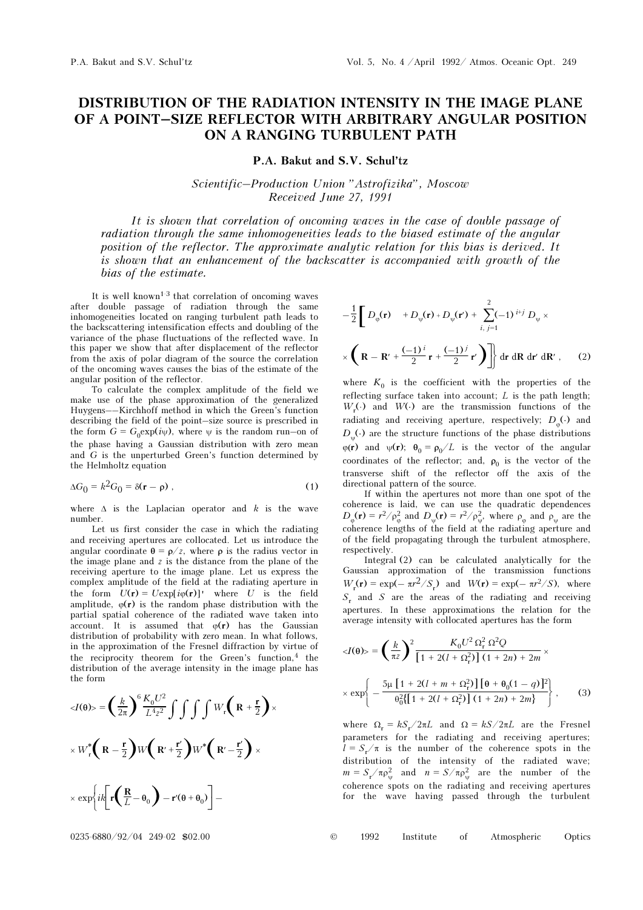# DISTRIBUTION OF THE RADIATION INTENSITY IN THE IMAGE PLANE OF A POINT–SIZE REFLECTOR WITH ARBITRARY ANGULAR POSITION ON A RANGING TURBULENT PATH

**P.A. Bakut and S.V. Schul'tz**

*Scientific–Production Union "Astrofizika", Moscow*
*Received June 27, 1991*

*It is shown that correlation of oncoming waves in the case of double passage of radiation through the same inhomogeneities leads to the biased estimate of the angular position of the reflector. The approximate analytic relation for this bias is derived. It is shown that an enhancement of the backscatter is accompanied with growth of the bias of the estimate.*

It is well known[1-3] that correlation of oncoming waves after double passage of radiation through the same inhomogeneities located on ranging turbulent path leads to the backscattering intensification effects and doubling of the variance of the phase fluctuations of the reflected wave. In this paper we show that after displacement of the reflector from the axis of polar diagram of the source the correlation of the oncoming waves causes the bias of the estimate of the angular position of the reflector.

To calculate the complex amplitude of the field we make use of the phase approximation of the generalized Huygens––Kirchhoff method in which the Green's function describing the field of the point–size source is prescribed in the form $G = G_0\exp(i\psi)$, where $\psi$ is the random run–on of the phase having a Gaussian distribution with zero mean and $G$ is the unperturbed Green's function determined by the Helmholtz equation

$$\Delta G_0 = k^2 G_0 = \delta(\mathbf{r} - \boldsymbol{\rho}) , \qquad (1)$$

where $\Delta$ is the Laplacian operator and $k$ is the wave number.

Let us first consider the case in which the radiating and receiving apertures are collocated. Let us introduce the angular coordinate $\boldsymbol{\theta} = \boldsymbol{\rho}/z$, where $\boldsymbol{\rho}$ is the radius vector in the image plane and $z$ is the distance from the plane of the receiving aperture to the image plane. Let us express the complex amplitude of the field at the radiating aperture in the form $U(\mathbf{r}) = U\exp[i\varphi(\mathbf{r})]$, where $U$ is the field amplitude, $\varphi(\mathbf{r})$ is the random phase distribution with the partial spatial coherence of the radiated wave taken into account. It is assumed that $\varphi(\mathbf{r})$ has the Gaussian distribution of probability with zero mean. In what follows, in the approximation of the Fresnel diffraction by virtue of the reciprocity theorem for the Green's function,[4] the distribution of the average intensity in the image plane has the form

$$<I(\boldsymbol{\theta})> = \left(\frac{k}{2\pi}\right)^6 \frac{K_0 U^2}{L^4 z^2} \int\int\int\int W_{\rm r}\left(\mathbf{R} + \frac{\mathbf{r}}{2}\right) \times$$

$$\times W_{\rm r}^*\left(\mathbf{R} - \frac{\mathbf{r}}{2}\right) W\left(\mathbf{R}' + \frac{\mathbf{r}'}{2}\right) W^*\left(\mathbf{R}' - \frac{\mathbf{r}'}{2}\right) \times$$

$$\times \exp\left\{ik\left[\mathbf{r}\left(\frac{\mathbf{R}}{L} - \boldsymbol{\theta}_0\right) - \mathbf{r}'(\boldsymbol{\theta} + \boldsymbol{\theta}_0)\right] - \right.$$

$$- \frac{1}{2}\left[D_\varphi(\mathbf{r}) + D_\psi(\mathbf{r}) + D_\psi(\mathbf{r}') + \sum_{i,\,j=1}^{2}(-1)^{i+j} D_\psi \times \right.$$

$$\left.\left. \times \left(\mathbf{R} - \mathbf{R}' + \frac{(-1)^i}{2}\mathbf{r} + \frac{(-1)^j}{2}\mathbf{r}'\right)\right]\right\} d\mathbf{r}\, d\mathbf{R}\, d\mathbf{r}'\, d\mathbf{R}' , \qquad (2)$$

where $K_0$ is the coefficient with the properties of the reflecting surface taken into account; $L$ is the path length; $W_{\rm r}(\cdot)$ and $W(\cdot)$ are the transmission functions of the radiating and receiving aperture, respectively; $D_\varphi(\cdot)$ and $D_\psi(\cdot)$ are the structure functions of the phase distributions $\varphi(\mathbf{r})$ and $\psi(\mathbf{r})$; $\boldsymbol{\theta}_0 = \boldsymbol{\rho}_0/L$ is the vector of the angular coordinates of the reflector; and, $\boldsymbol{\rho}_0$ is the vector of the transverse shift of the reflector off the axis of the directional pattern of the source.

If within the apertures not more than one spot of the coherence is laid, we can use the quadratic dependences $D_\varphi(\mathbf{r}) = r^2/\rho_\varphi^2$ and $D_\psi(\mathbf{r}) = r^2/\rho_\psi^2$, where $\rho_\varphi$ and $\rho_\psi$ are the coherence lengths of the field at the radiating aperture and of the field propagating through the turbulent atmosphere, respectively.

Integral (2) can be calculated analytically for the Gaussian approximation of the transmission functions $W_{\rm r}(\mathbf{r}) = \exp(-\pi r^2/S_{\rm r})$ and $W(\mathbf{r}) = \exp(-\pi r^2/S)$, where $S_{\rm r}$ and $S$ are the areas of the radiating and receiving apertures. In these approximations the relation for the average intensity with collocated apertures has the form

$$<I(\boldsymbol{\theta})> = \left(\frac{k}{\pi z}\right)^2 \frac{K_0 U^2 \Omega_{\rm r}^2 \Omega^2 Q}{\left[1 + 2(l + \Omega_{\rm r}^2)\right](1 + 2n) + 2m} \times$$

$$\times \exp\left\{-\frac{5\mu\left[1 + 2(l + m + \Omega_{\rm r}^2)\right]\left[\boldsymbol{\theta} + \boldsymbol{\theta}_0(1 - q)\right]^2}{\theta_0^2\{\left[1 + 2(l + \Omega_{\rm r}^2)\right](1 + 2n) + 2m\}}\right\}, \qquad (3)$$

where $\Omega_{\rm r} = kS_{\rm r}/2\pi L$ and $\Omega = kS/2\pi L$ are the Fresnel parameters for the radiating and receiving apertures; $l = S_{\rm r}/\pi$ is the number of the coherence spots in the distribution of the intensity of the radiated wave; $m = S_{\rm r}/\pi\rho_\psi^2$ and $n = S/\pi\rho_\psi^2$ are the number of the coherence spots on the radiating and receiving apertures for the wave having passed through the turbulent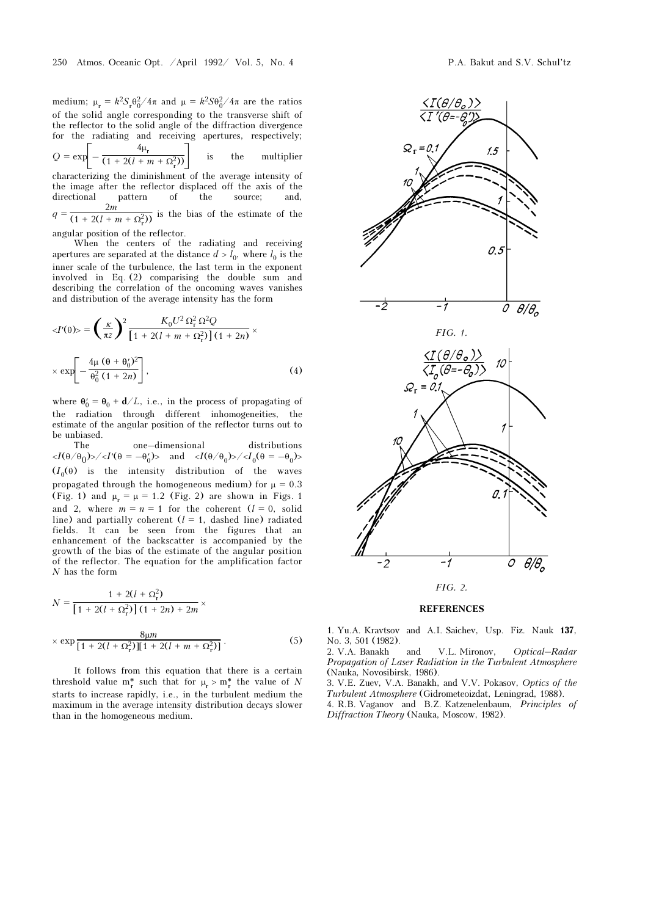medium; $\mu_r = k^2 S_r \theta_0^2/4\pi$ and $\mu = k^2 S \theta_0^2/4\pi$ are the ratios of the solid angle corresponding to the transverse shift of the reflector to the solid angle of the diffraction divergence for the radiating and receiving apertures, respectively; $Q = \exp\left[-\dfrac{4\mu_r}{(1 + 2(l + m + \Omega_r^2))}\right]$ is the multiplier characterizing the diminishment of the average intensity of the image after the reflector displaced off the axis of the directional pattern of the source; and, $q = \dfrac{2m}{(1 + 2(l + m + \Omega_r^2))}$ is the bias of the estimate of the angular position of the reflector.

When the centers of the radiating and receiving apertures are separated at the distance $d > l_0$, where $l_0$ is the inner scale of the turbulence, the last term in the exponent involved in Eq. (2) comparising the double sum and describing the correlation of the oncoming waves vanishes and distribution of the average intensity has the form

$$<I'(\theta)> = \left(\frac{\kappa}{\pi z}\right)^2 \frac{K_0 U^2 \Omega_r^2 \Omega^2 Q}{\left[1 + 2(l + m + \Omega_r^2)\right](1 + 2n)} \times$$

$$\times \exp\left[-\frac{4\mu(\theta + \theta_0')^2}{\theta_0^2(1 + 2n)}\right], \tag{4}$$

where $\theta_0' = \theta_0 + \mathbf{d}/L$, i.e., in the process of propagating of the radiation through different inhomogeneities, the estimate of the angular position of the reflector turns out to be unbiased.

The one-dimensional distributions $<I(\theta/\theta_0)>/<I'(\theta = -\theta_0')>$ and $<I(\theta/\theta_0)>/<I_0(\theta = -\theta_0)>$ ($I_0(\theta)$ is the intensity distribution of the waves propagated through the homogeneous medium) for $\mu = 0.3$ (Fig. 1) and $\mu_r = \mu = 1.2$ (Fig. 2) are shown in Figs. 1 and 2, where $m = n = 1$ for the coherent ($l = 0$, solid line) and partially coherent ($l = 1$, dashed line) radiated fields. It can be seen from the figures that an enhancement of the backscatter is accompanied by the growth of the bias of the estimate of the angular position of the reflector. The equation for the amplification factor $N$ has the form

$$N = \frac{1 + 2(l + \Omega_r^2)}{\left[1 + 2(l + \Omega_r^2)\right](1 + 2n) + 2m} \times$$

$$\times \exp\frac{8\mu m}{[1 + 2(l + \Omega_r^2)][1 + 2(l + m + \Omega_r^2)]}. \tag{5}$$

It follows from this equation that there is a certain threshold value $m_r^*$ such that for $\mu_r > m_r^*$ the value of $N$ starts to increase rapidly, i.e., in the turbulent medium the maximum in the average intensity distribution decays slower than in the homogeneous medium.

$\dfrac{<I(\theta/\theta_0)>}{<I'(\theta=-\theta_0')>}$

$\Omega_r = 0.1$

1.5

1

10

1

0.5

-2 -1 0 $\theta/\theta_0$

*FIG. 1.*

$\dfrac{<I(\theta/\theta_0)>}{<I_0(\theta=-\theta_0)>}$

10

$\Omega_r = 0.1$

1

1

10

0.1

-2 -1 0 $\theta/\theta_0$

*FIG. 2.*

## REFERENCES

1. Yu.A. Kravtsov and A.I. Saichev, Usp. Fiz. Nauk **137**, No. 3, 501 (1982).
2. V.A. Banakh and V.L. Mironov, *Optical–Radar Propagation of Laser Radiation in the Turbulent Atmosphere* (Nauka, Novosibirsk, 1986).
3. V.E. Zuev, V.A. Banakh, and V.V. Pokasov, *Optics of the Turbulent Atmosphere* (Gidrometeoizdat, Leningrad, 1988).
4. R.B. Vaganov and B.Z. Katzenelenbaum, *Principles of Diffraction Theory* (Nauka, Moscow, 1982).